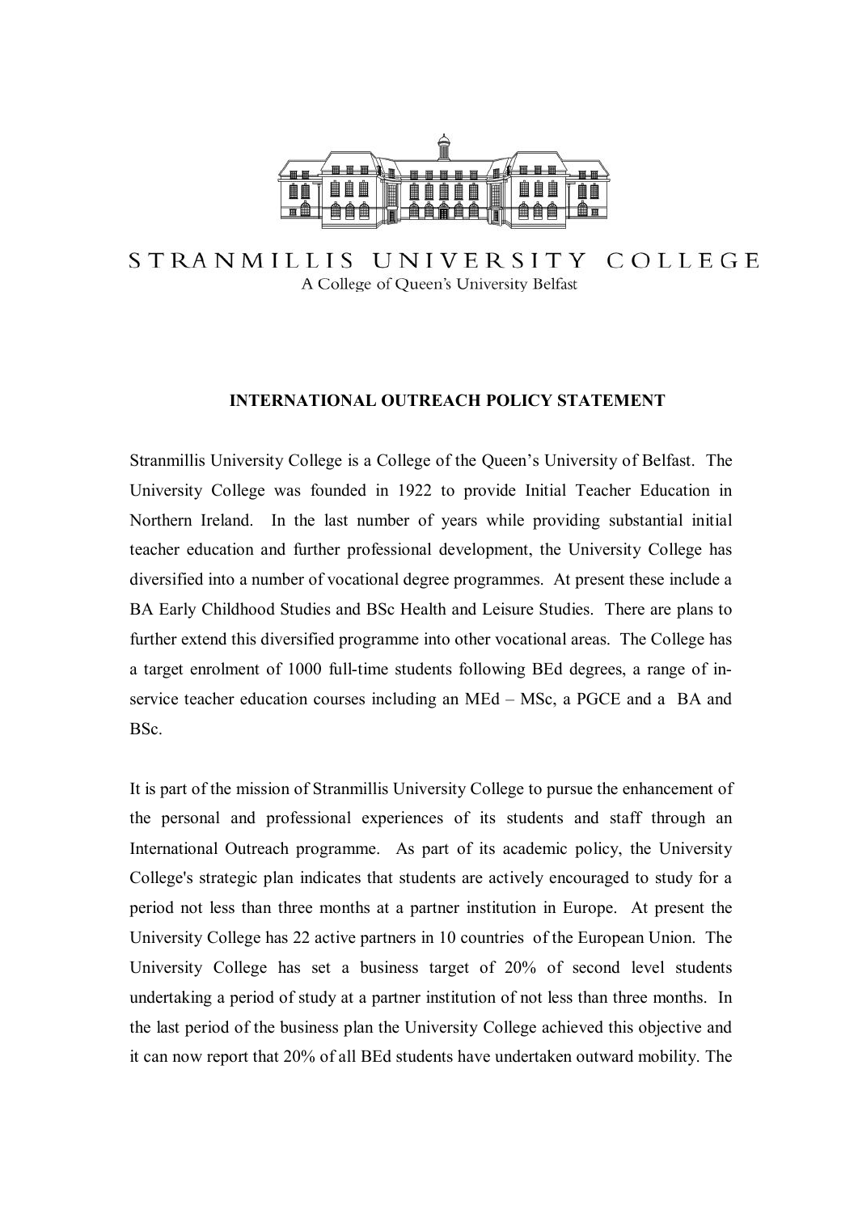STRANMILLIS UNIVERSITY COLLEGE

A College of Queen's University Belfast

## INTERNATIONAL OUTREACH POLICY STATEMENT

Stranmillis University College is a College of the Queen's University of Belfast. The University College was founded in 1922 to provide Initial Teacher Education in Northern Ireland. In the last number of years while providing substantial initial teacher education and further professional development, the University College has diversified into a number of vocational degree programmes. At present these include a BA Early Childhood Studies and BSc Health and Leisure Studies. There are plans to further extend this diversified programme into other vocational areas. The College has a target enrolment of 1000 full-time students following BEd degrees, a range of in-service teacher education courses including an MEd – MSc, a PGCE and a BA and BSc.

It is part of the mission of Stranmillis University College to pursue the enhancement of the personal and professional experiences of its students and staff through an International Outreach programme. As part of its academic policy, the University College's strategic plan indicates that students are actively encouraged to study for a period not less than three months at a partner institution in Europe. At present the University College has 22 active partners in 10 countries of the European Union. The University College has set a business target of 20% of second level students undertaking a period of study at a partner institution of not less than three months. In the last period of the business plan the University College achieved this objective and it can now report that 20% of all BEd students have undertaken outward mobility. The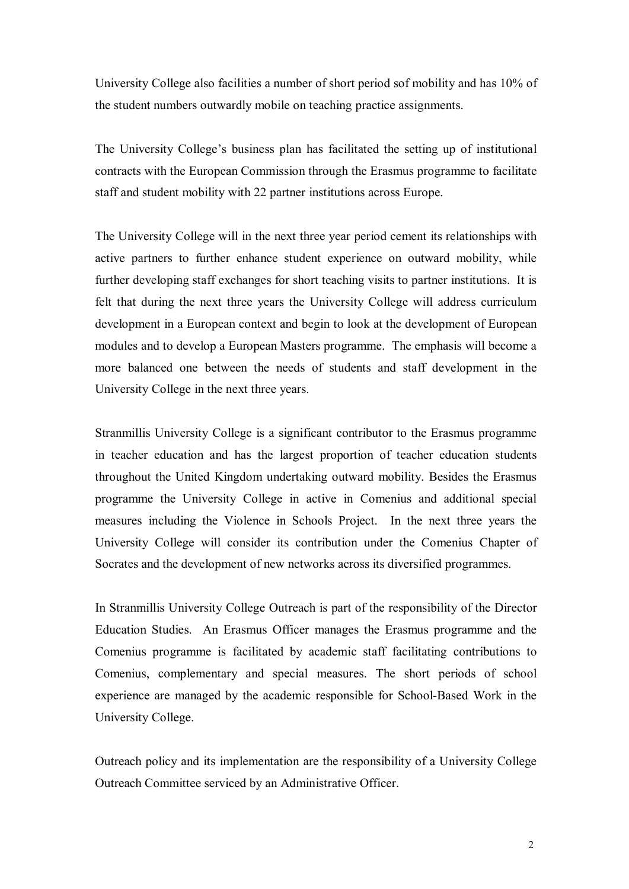University College also facilities a number of short period sof mobility and has 10% of the student numbers outwardly mobile on teaching practice assignments.

The University College's business plan has facilitated the setting up of institutional contracts with the European Commission through the Erasmus programme to facilitate staff and student mobility with 22 partner institutions across Europe.

The University College will in the next three year period cement its relationships with active partners to further enhance student experience on outward mobility, while further developing staff exchanges for short teaching visits to partner institutions. It is felt that during the next three years the University College will address curriculum development in a European context and begin to look at the development of European modules and to develop a European Masters programme. The emphasis will become a more balanced one between the needs of students and staff development in the University College in the next three years.

Stranmillis University College is a significant contributor to the Erasmus programme in teacher education and has the largest proportion of teacher education students throughout the United Kingdom undertaking outward mobility. Besides the Erasmus programme the University College in active in Comenius and additional special measures including the Violence in Schools Project. In the next three years the University College will consider its contribution under the Comenius Chapter of Socrates and the development of new networks across its diversified programmes.

In Stranmillis University College Outreach is part of the responsibility of the Director Education Studies. An Erasmus Officer manages the Erasmus programme and the Comenius programme is facilitated by academic staff facilitating contributions to Comenius, complementary and special measures. The short periods of school experience are managed by the academic responsible for School-Based Work in the University College.

Outreach policy and its implementation are the responsibility of a University College Outreach Committee serviced by an Administrative Officer.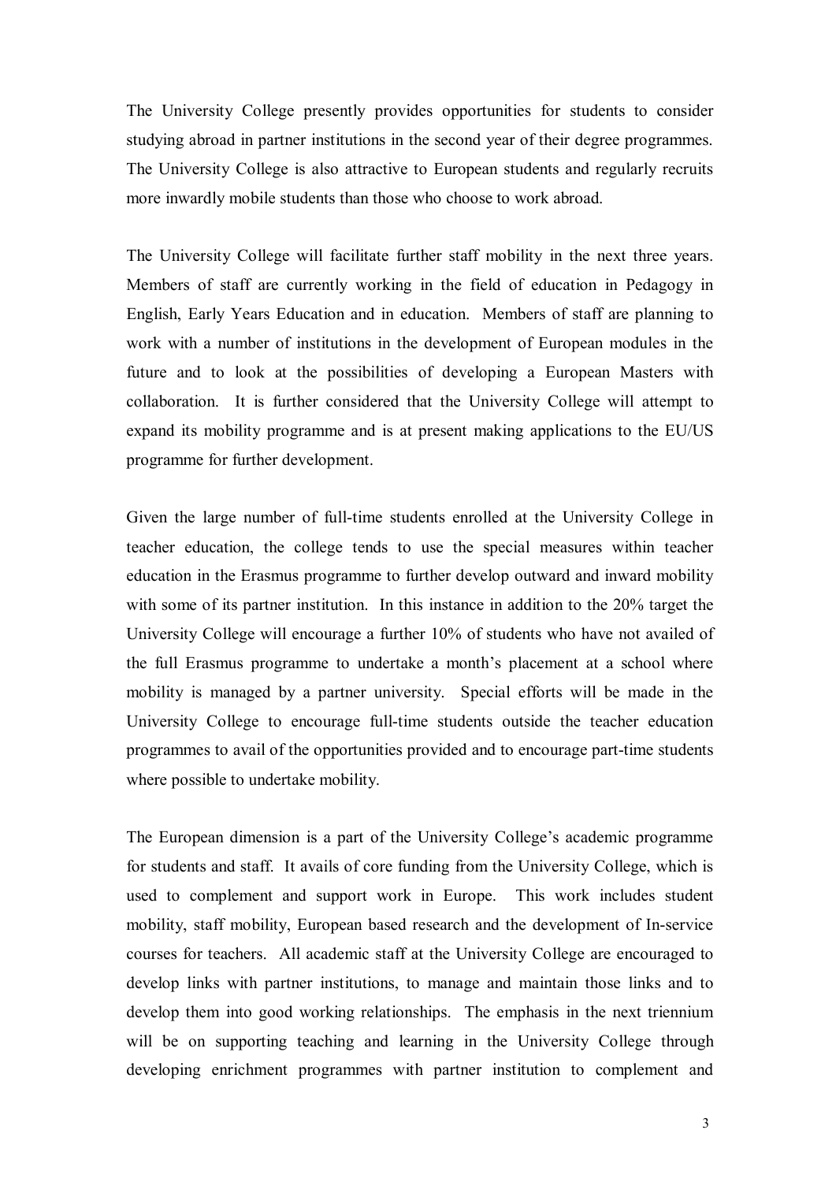The University College presently provides opportunities for students to consider studying abroad in partner institutions in the second year of their degree programmes. The University College is also attractive to European students and regularly recruits more inwardly mobile students than those who choose to work abroad.

The University College will facilitate further staff mobility in the next three years. Members of staff are currently working in the field of education in Pedagogy in English, Early Years Education and in education. Members of staff are planning to work with a number of institutions in the development of European modules in the future and to look at the possibilities of developing a European Masters with collaboration. It is further considered that the University College will attempt to expand its mobility programme and is at present making applications to the EU/US programme for further development.

Given the large number of full-time students enrolled at the University College in teacher education, the college tends to use the special measures within teacher education in the Erasmus programme to further develop outward and inward mobility with some of its partner institution. In this instance in addition to the 20% target the University College will encourage a further 10% of students who have not availed of the full Erasmus programme to undertake a month's placement at a school where mobility is managed by a partner university. Special efforts will be made in the University College to encourage full-time students outside the teacher education programmes to avail of the opportunities provided and to encourage part-time students where possible to undertake mobility.

The European dimension is a part of the University College's academic programme for students and staff. It avails of core funding from the University College, which is used to complement and support work in Europe. This work includes student mobility, staff mobility, European based research and the development of In-service courses for teachers. All academic staff at the University College are encouraged to develop links with partner institutions, to manage and maintain those links and to develop them into good working relationships. The emphasis in the next triennium will be on supporting teaching and learning in the University College through developing enrichment programmes with partner institution to complement and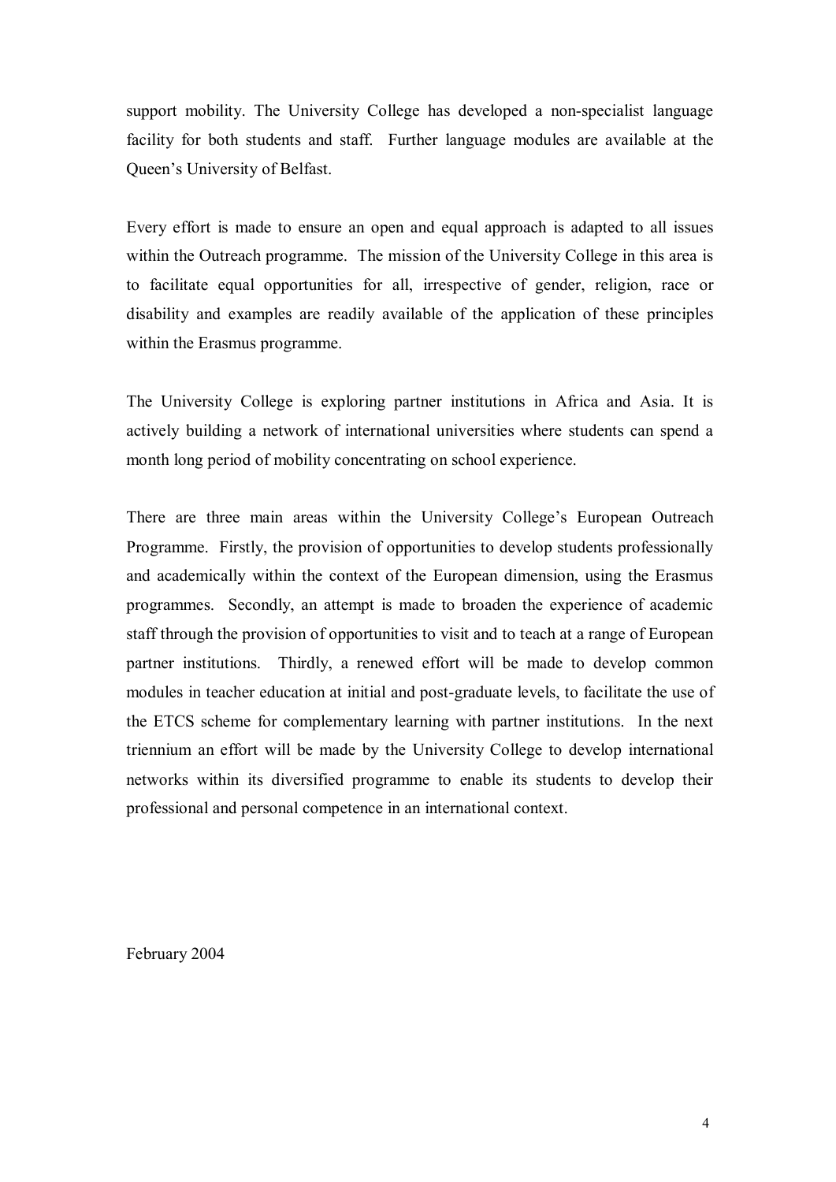support mobility. The University College has developed a non-specialist language facility for both students and staff. Further language modules are available at the Queen's University of Belfast.

Every effort is made to ensure an open and equal approach is adapted to all issues within the Outreach programme. The mission of the University College in this area is to facilitate equal opportunities for all, irrespective of gender, religion, race or disability and examples are readily available of the application of these principles within the Erasmus programme.

The University College is exploring partner institutions in Africa and Asia. It is actively building a network of international universities where students can spend a month long period of mobility concentrating on school experience.

There are three main areas within the University College's European Outreach Programme. Firstly, the provision of opportunities to develop students professionally and academically within the context of the European dimension, using the Erasmus programmes. Secondly, an attempt is made to broaden the experience of academic staff through the provision of opportunities to visit and to teach at a range of European partner institutions. Thirdly, a renewed effort will be made to develop common modules in teacher education at initial and post-graduate levels, to facilitate the use of the ETCS scheme for complementary learning with partner institutions. In the next triennium an effort will be made by the University College to develop international networks within its diversified programme to enable its students to develop their professional and personal competence in an international context.

February 2004